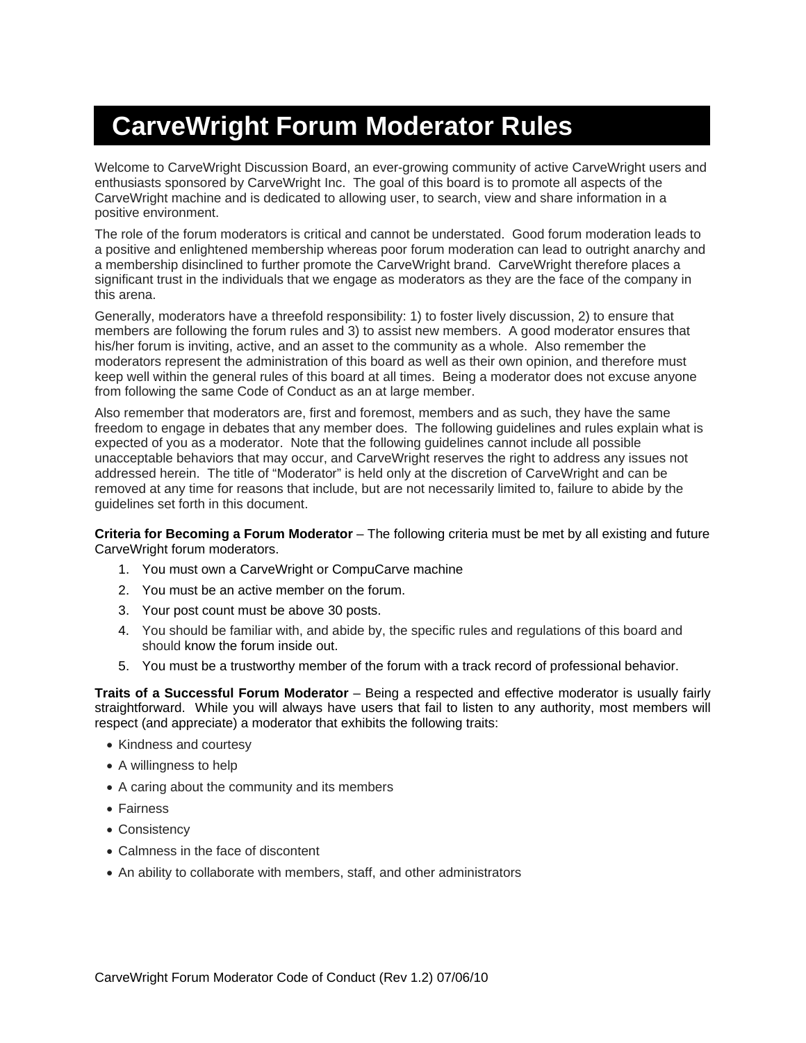# CarveWright Forum Moderator Rules

Welcome to CarveWright Discussion Board, an ever-growing community of active CarveWright users and enthusiasts sponsored by CarveWright Inc. The goal of this board is to promote all aspects of the CarveWright machine and is dedicated to allowing user, to search, view and share information in a positive environment.

The role of the forum moderators is critical and cannot be understated. Good forum moderation leads to a positive and enlightened membership whereas poor forum moderation can lead to outright anarchy and a membership disinclined to further promote the CarveWright brand. CarveWright therefore places a significant trust in the individuals that we engage as moderators as they are the face of the company in this arena.

Generally, moderators have a threefold responsibility: 1) to foster lively discussion, 2) to ensure that members are following the forum rules and 3) to assist new members. A good moderator ensures that his/her forum is inviting, active, and an asset to the community as a whole. Also remember the moderators represent the administration of this board as well as their own opinion, and therefore must keep well within the general rules of this board at all times. Being a moderator does not excuse anyone from following the same Code of Conduct as an at large member.

Also remember that moderators are, first and foremost, members and as such, they have the same freedom to engage in debates that any member does. The following guidelines and rules explain what is expected of you as a moderator. Note that the following guidelines cannot include all possible unacceptable behaviors that may occur, and CarveWright reserves the right to address any issues not addressed herein. The title of "Moderator" is held only at the discretion of CarveWright and can be removed at any time for reasons that include, but are not necessarily limited to, failure to abide by the guidelines set forth in this document.

**Criteria for Becoming a Forum Moderator** – The following criteria must be met by all existing and future CarveWright forum moderators.

1. You must own a CarveWright or CompuCarve machine
2. You must be an active member on the forum.
3. Your post count must be above 30 posts.
4. You should be familiar with, and abide by, the specific rules and regulations of this board and should know the forum inside out.
5. You must be a trustworthy member of the forum with a track record of professional behavior.

**Traits of a Successful Forum Moderator** – Being a respected and effective moderator is usually fairly straightforward. While you will always have users that fail to listen to any authority, most members will respect (and appreciate) a moderator that exhibits the following traits:

- Kindness and courtesy
- A willingness to help
- A caring about the community and its members
- Fairness
- Consistency
- Calmness in the face of discontent
- An ability to collaborate with members, staff, and other administrators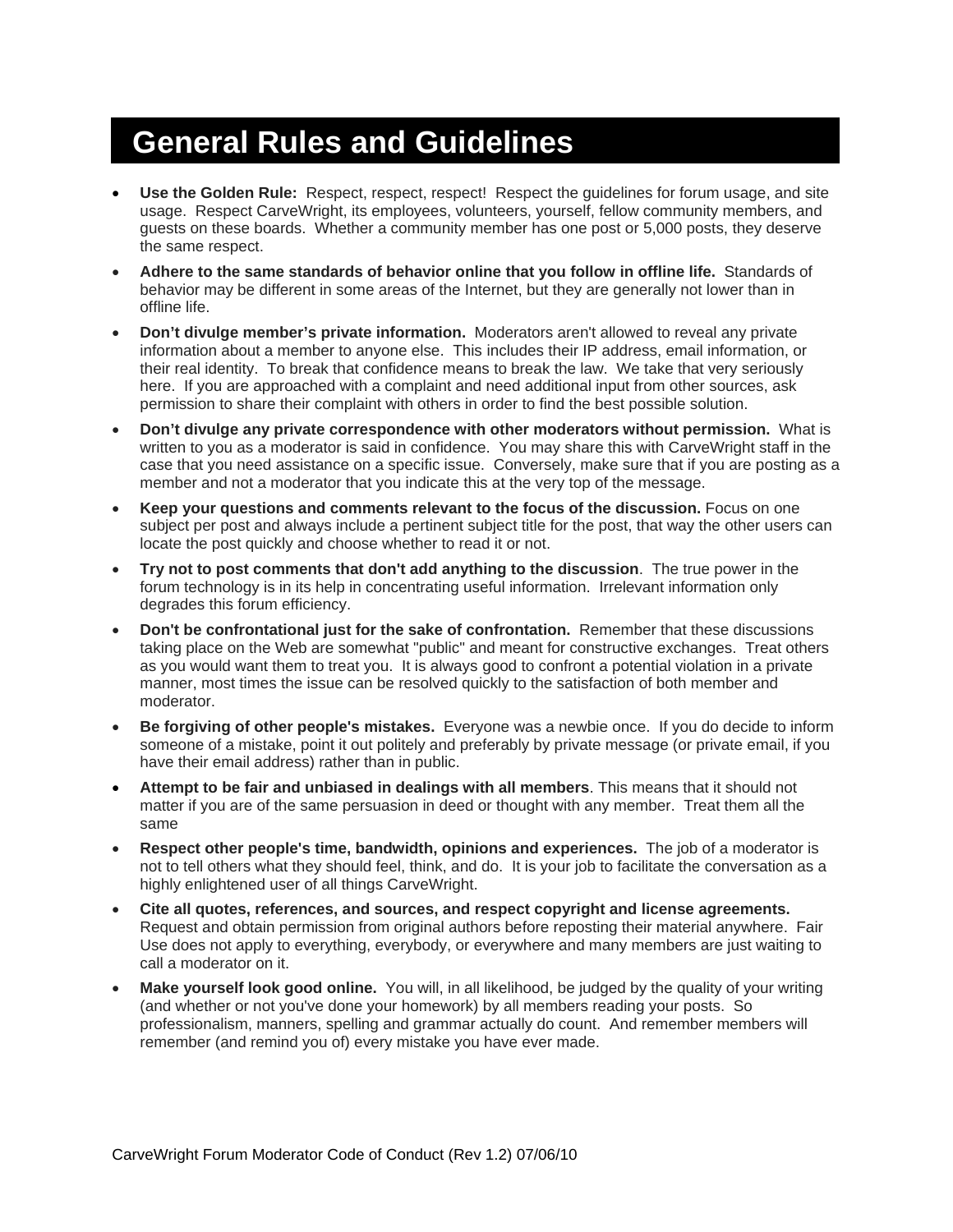# General Rules and Guidelines

- **Use the Golden Rule:** Respect, respect, respect! Respect the guidelines for forum usage, and site usage. Respect CarveWright, its employees, volunteers, yourself, fellow community members, and guests on these boards. Whether a community member has one post or 5,000 posts, they deserve the same respect.
- **Adhere to the same standards of behavior online that you follow in offline life.** Standards of behavior may be different in some areas of the Internet, but they are generally not lower than in offline life.
- **Don't divulge member's private information.** Moderators aren't allowed to reveal any private information about a member to anyone else. This includes their IP address, email information, or their real identity. To break that confidence means to break the law. We take that very seriously here. If you are approached with a complaint and need additional input from other sources, ask permission to share their complaint with others in order to find the best possible solution.
- **Don't divulge any private correspondence with other moderators without permission.** What is written to you as a moderator is said in confidence. You may share this with CarveWright staff in the case that you need assistance on a specific issue. Conversely, make sure that if you are posting as a member and not a moderator that you indicate this at the very top of the message.
- **Keep your questions and comments relevant to the focus of the discussion.** Focus on one subject per post and always include a pertinent subject title for the post, that way the other users can locate the post quickly and choose whether to read it or not.
- **Try not to post comments that don't add anything to the discussion**. The true power in the forum technology is in its help in concentrating useful information. Irrelevant information only degrades this forum efficiency.
- **Don't be confrontational just for the sake of confrontation.** Remember that these discussions taking place on the Web are somewhat "public" and meant for constructive exchanges. Treat others as you would want them to treat you. It is always good to confront a potential violation in a private manner, most times the issue can be resolved quickly to the satisfaction of both member and moderator.
- **Be forgiving of other people's mistakes.** Everyone was a newbie once. If you do decide to inform someone of a mistake, point it out politely and preferably by private message (or private email, if you have their email address) rather than in public.
- **Attempt to be fair and unbiased in dealings with all members**. This means that it should not matter if you are of the same persuasion in deed or thought with any member. Treat them all the same
- **Respect other people's time, bandwidth, opinions and experiences.** The job of a moderator is not to tell others what they should feel, think, and do. It is your job to facilitate the conversation as a highly enlightened user of all things CarveWright.
- **Cite all quotes, references, and sources, and respect copyright and license agreements.** Request and obtain permission from original authors before reposting their material anywhere. Fair Use does not apply to everything, everybody, or everywhere and many members are just waiting to call a moderator on it.
- **Make yourself look good online.** You will, in all likelihood, be judged by the quality of your writing (and whether or not you've done your homework) by all members reading your posts. So professionalism, manners, spelling and grammar actually do count. And remember members will remember (and remind you of) every mistake you have ever made.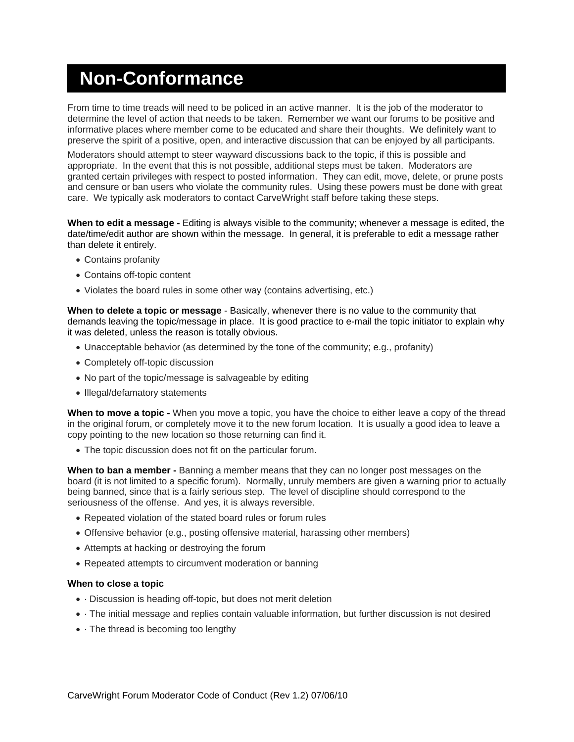# Non-Conformance

From time to time treads will need to be policed in an active manner. It is the job of the moderator to determine the level of action that needs to be taken. Remember we want our forums to be positive and informative places where member come to be educated and share their thoughts. We definitely want to preserve the spirit of a positive, open, and interactive discussion that can be enjoyed by all participants.

Moderators should attempt to steer wayward discussions back to the topic, if this is possible and appropriate. In the event that this is not possible, additional steps must be taken. Moderators are granted certain privileges with respect to posted information. They can edit, move, delete, or prune posts and censure or ban users who violate the community rules. Using these powers must be done with great care. We typically ask moderators to contact CarveWright staff before taking these steps.

**When to edit a message -** Editing is always visible to the community; whenever a message is edited, the date/time/edit author are shown within the message. In general, it is preferable to edit a message rather than delete it entirely.

- Contains profanity
- Contains off-topic content
- Violates the board rules in some other way (contains advertising, etc.)

**When to delete a topic or message** - Basically, whenever there is no value to the community that demands leaving the topic/message in place. It is good practice to e-mail the topic initiator to explain why it was deleted, unless the reason is totally obvious.

- Unacceptable behavior (as determined by the tone of the community; e.g., profanity)
- Completely off-topic discussion
- No part of the topic/message is salvageable by editing
- Illegal/defamatory statements

**When to move a topic -** When you move a topic, you have the choice to either leave a copy of the thread in the original forum, or completely move it to the new forum location. It is usually a good idea to leave a copy pointing to the new location so those returning can find it.

- The topic discussion does not fit on the particular forum.

**When to ban a member -** Banning a member means that they can no longer post messages on the board (it is not limited to a specific forum). Normally, unruly members are given a warning prior to actually being banned, since that is a fairly serious step. The level of discipline should correspond to the seriousness of the offense. And yes, it is always reversible.

- Repeated violation of the stated board rules or forum rules
- Offensive behavior (e.g., posting offensive material, harassing other members)
- Attempts at hacking or destroying the forum
- Repeated attempts to circumvent moderation or banning

**When to close a topic**

- · Discussion is heading off-topic, but does not merit deletion
- · The initial message and replies contain valuable information, but further discussion is not desired
- · The thread is becoming too lengthy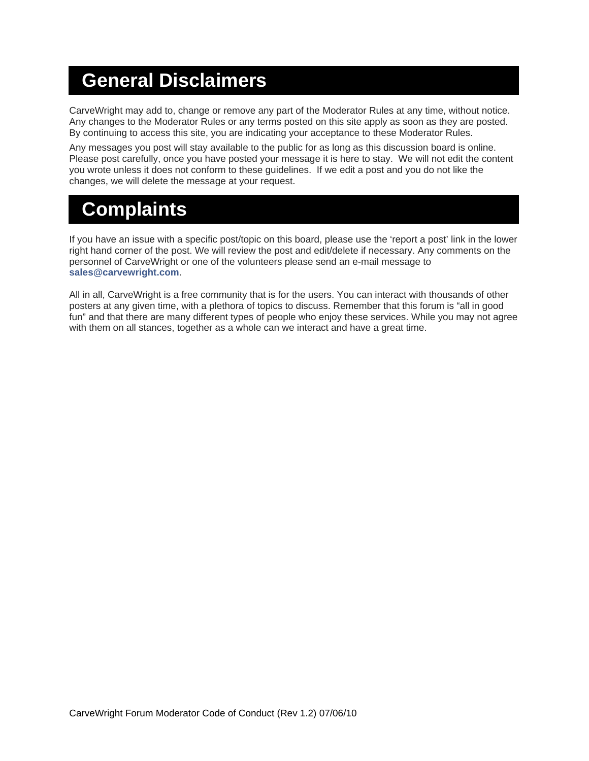# General Disclaimers

CarveWright may add to, change or remove any part of the Moderator Rules at any time, without notice. Any changes to the Moderator Rules or any terms posted on this site apply as soon as they are posted. By continuing to access this site, you are indicating your acceptance to these Moderator Rules.

Any messages you post will stay available to the public for as long as this discussion board is online. Please post carefully, once you have posted your message it is here to stay. We will not edit the content you wrote unless it does not conform to these guidelines. If we edit a post and you do not like the changes, we will delete the message at your request.

# Complaints

If you have an issue with a specific post/topic on this board, please use the 'report a post' link in the lower right hand corner of the post. We will review the post and edit/delete if necessary. Any comments on the personnel of CarveWright or one of the volunteers please send an e-mail message to **sales@carvewright.com**.

All in all, CarveWright is a free community that is for the users. You can interact with thousands of other posters at any given time, with a plethora of topics to discuss. Remember that this forum is "all in good fun" and that there are many different types of people who enjoy these services. While you may not agree with them on all stances, together as a whole can we interact and have a great time.